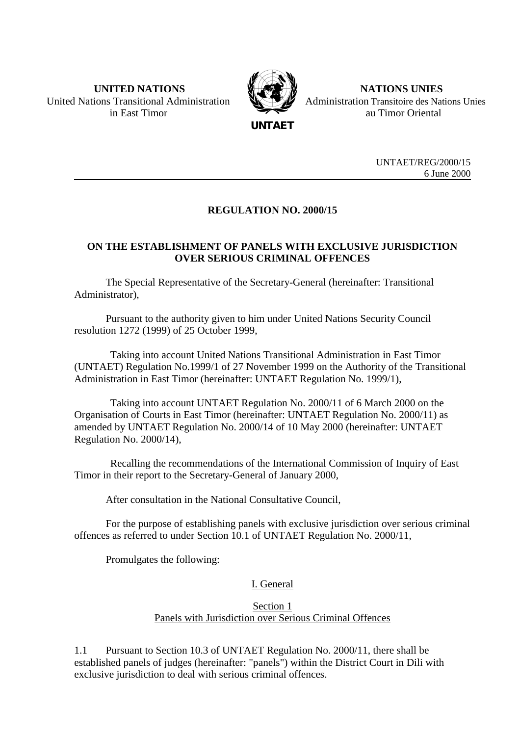**UNITED NATIONS**
United Nations Transitional Administration
in East Timor

**UNTAET**

**NATIONS UNIES**
Administration Transitoire des Nations Unies
au Timor Oriental

UNTAET/REG/2000/15
6 June 2000

---

## REGULATION NO. 2000/15

## ON THE ESTABLISHMENT OF PANELS WITH EXCLUSIVE JURISDICTION OVER SERIOUS CRIMINAL OFFENCES

The Special Representative of the Secretary-General (hereinafter: Transitional Administrator),

Pursuant to the authority given to him under United Nations Security Council resolution 1272 (1999) of 25 October 1999,

Taking into account United Nations Transitional Administration in East Timor (UNTAET) Regulation No.1999/1 of 27 November 1999 on the Authority of the Transitional Administration in East Timor (hereinafter: UNTAET Regulation No. 1999/1),

Taking into account UNTAET Regulation No. 2000/11 of 6 March 2000 on the Organisation of Courts in East Timor (hereinafter: UNTAET Regulation No. 2000/11) as amended by UNTAET Regulation No. 2000/14 of 10 May 2000 (hereinafter: UNTAET Regulation No. 2000/14),

Recalling the recommendations of the International Commission of Inquiry of East Timor in their report to the Secretary-General of January 2000,

After consultation in the National Consultative Council,

For the purpose of establishing panels with exclusive jurisdiction over serious criminal offences as referred to under Section 10.1 of UNTAET Regulation No. 2000/11,

Promulgates the following:

### I. General

### Section 1
### Panels with Jurisdiction over Serious Criminal Offences

1.1 Pursuant to Section 10.3 of UNTAET Regulation No. 2000/11, there shall be established panels of judges (hereinafter: "panels") within the District Court in Dili with exclusive jurisdiction to deal with serious criminal offences.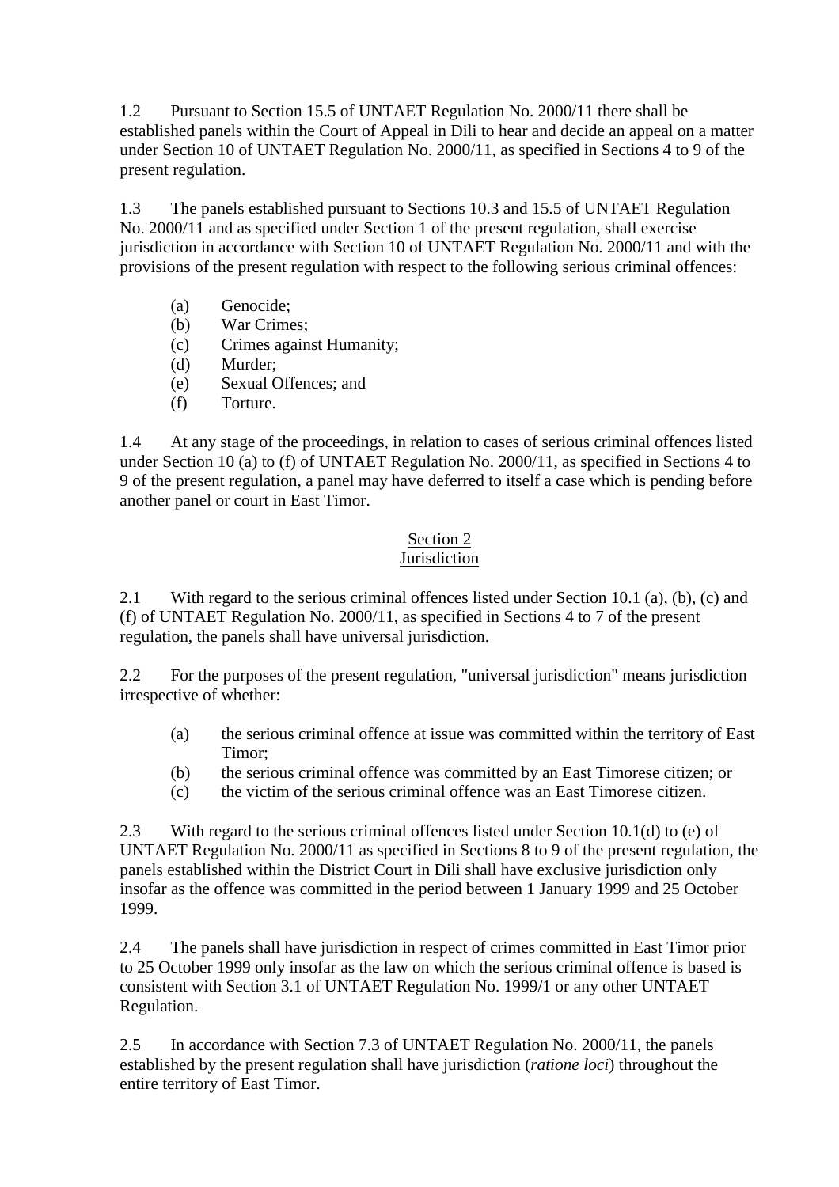1.2 Pursuant to Section 15.5 of UNTAET Regulation No. 2000/11 there shall be established panels within the Court of Appeal in Dili to hear and decide an appeal on a matter under Section 10 of UNTAET Regulation No. 2000/11, as specified in Sections 4 to 9 of the present regulation.

1.3 The panels established pursuant to Sections 10.3 and 15.5 of UNTAET Regulation No. 2000/11 and as specified under Section 1 of the present regulation, shall exercise jurisdiction in accordance with Section 10 of UNTAET Regulation No. 2000/11 and with the provisions of the present regulation with respect to the following serious criminal offences:

- (a) Genocide;
- (b) War Crimes;
- (c) Crimes against Humanity;
- (d) Murder;
- (e) Sexual Offences; and
- (f) Torture.

1.4 At any stage of the proceedings, in relation to cases of serious criminal offences listed under Section 10 (a) to (f) of UNTAET Regulation No. 2000/11, as specified in Sections 4 to 9 of the present regulation, a panel may have deferred to itself a case which is pending before another panel or court in East Timor.

## Section 2
## Jurisdiction

2.1 With regard to the serious criminal offences listed under Section 10.1 (a), (b), (c) and (f) of UNTAET Regulation No. 2000/11, as specified in Sections 4 to 7 of the present regulation, the panels shall have universal jurisdiction.

2.2 For the purposes of the present regulation, "universal jurisdiction" means jurisdiction irrespective of whether:

- (a) the serious criminal offence at issue was committed within the territory of East Timor;
- (b) the serious criminal offence was committed by an East Timorese citizen; or
- (c) the victim of the serious criminal offence was an East Timorese citizen.

2.3 With regard to the serious criminal offences listed under Section 10.1(d) to (e) of UNTAET Regulation No. 2000/11 as specified in Sections 8 to 9 of the present regulation, the panels established within the District Court in Dili shall have exclusive jurisdiction only insofar as the offence was committed in the period between 1 January 1999 and 25 October 1999.

2.4 The panels shall have jurisdiction in respect of crimes committed in East Timor prior to 25 October 1999 only insofar as the law on which the serious criminal offence is based is consistent with Section 3.1 of UNTAET Regulation No. 1999/1 or any other UNTAET Regulation.

2.5 In accordance with Section 7.3 of UNTAET Regulation No. 2000/11, the panels established by the present regulation shall have jurisdiction (*ratione loci*) throughout the entire territory of East Timor.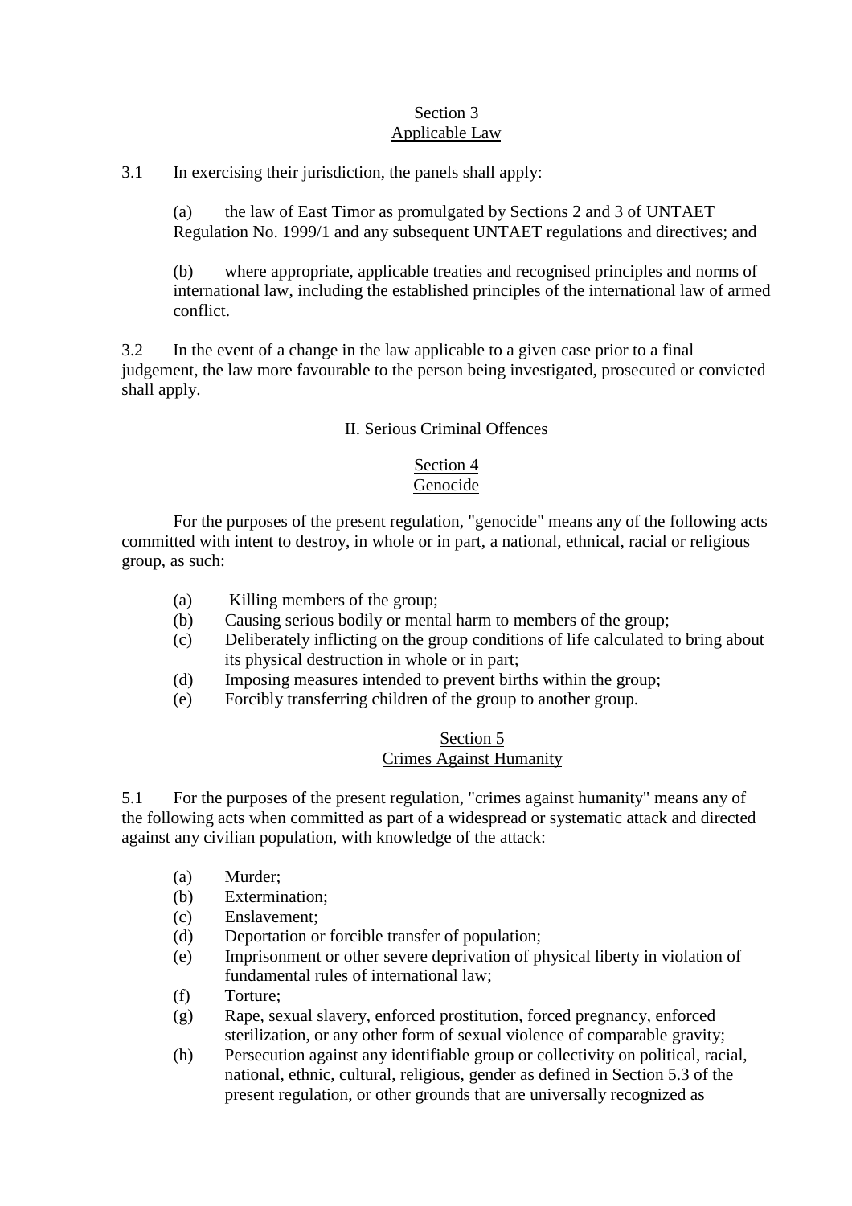## Section 3
## Applicable Law

3.1 In exercising their jurisdiction, the panels shall apply:

(a) the law of East Timor as promulgated by Sections 2 and 3 of UNTAET Regulation No. 1999/1 and any subsequent UNTAET regulations and directives; and

(b) where appropriate, applicable treaties and recognised principles and norms of international law, including the established principles of the international law of armed conflict.

3.2 In the event of a change in the law applicable to a given case prior to a final judgement, the law more favourable to the person being investigated, prosecuted or convicted shall apply.

# II. Serious Criminal Offences

## Section 4
## Genocide

For the purposes of the present regulation, "genocide" means any of the following acts committed with intent to destroy, in whole or in part, a national, ethnical, racial or religious group, as such:

(a) Killing members of the group;
(b) Causing serious bodily or mental harm to members of the group;
(c) Deliberately inflicting on the group conditions of life calculated to bring about its physical destruction in whole or in part;
(d) Imposing measures intended to prevent births within the group;
(e) Forcibly transferring children of the group to another group.

## Section 5
## Crimes Against Humanity

5.1 For the purposes of the present regulation, "crimes against humanity" means any of the following acts when committed as part of a widespread or systematic attack and directed against any civilian population, with knowledge of the attack:

(a) Murder;
(b) Extermination;
(c) Enslavement;
(d) Deportation or forcible transfer of population;
(e) Imprisonment or other severe deprivation of physical liberty in violation of fundamental rules of international law;
(f) Torture;
(g) Rape, sexual slavery, enforced prostitution, forced pregnancy, enforced sterilization, or any other form of sexual violence of comparable gravity;
(h) Persecution against any identifiable group or collectivity on political, racial, national, ethnic, cultural, religious, gender as defined in Section 5.3 of the present regulation, or other grounds that are universally recognized as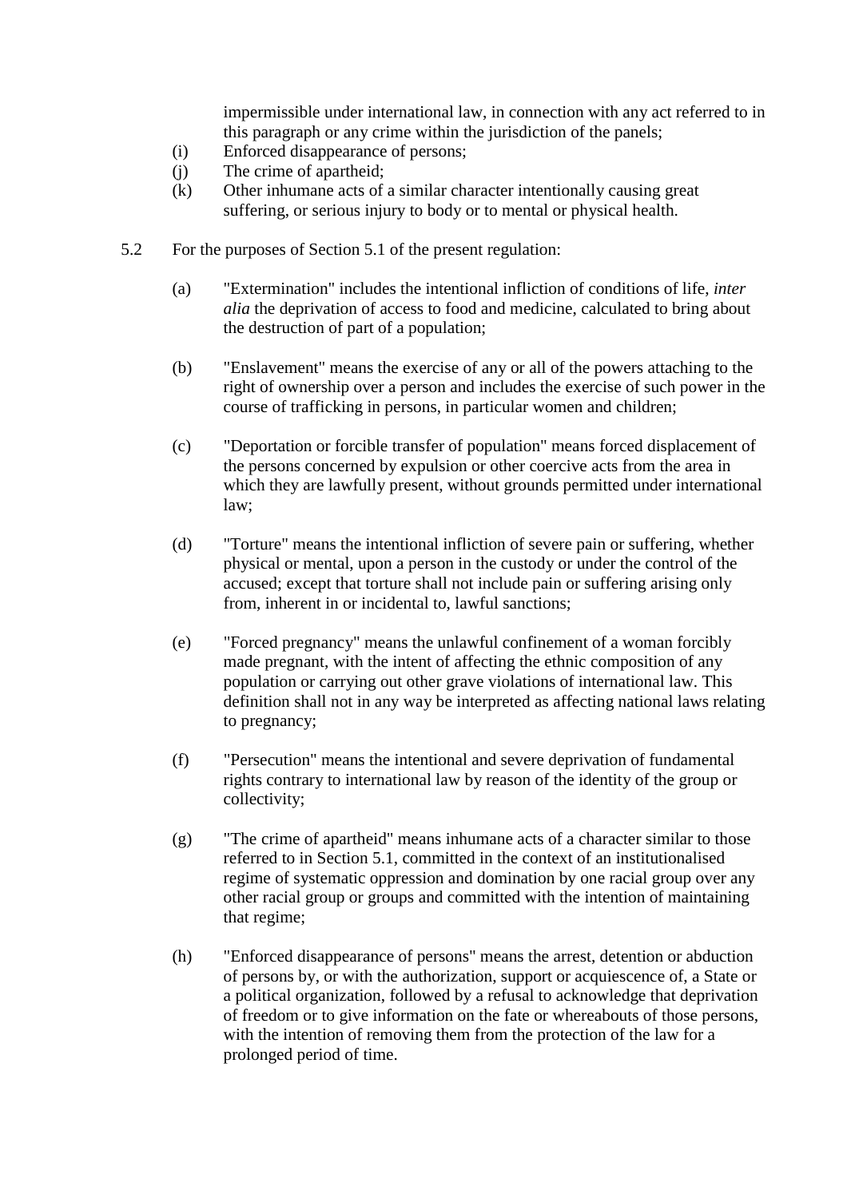impermissible under international law, in connection with any act referred to in this paragraph or any crime within the jurisdiction of the panels;

(i) Enforced disappearance of persons;

(j) The crime of apartheid;

(k) Other inhumane acts of a similar character intentionally causing great suffering, or serious injury to body or to mental or physical health.

5.2 For the purposes of Section 5.1 of the present regulation:

(a) "Extermination" includes the intentional infliction of conditions of life, *inter alia* the deprivation of access to food and medicine, calculated to bring about the destruction of part of a population;

(b) "Enslavement" means the exercise of any or all of the powers attaching to the right of ownership over a person and includes the exercise of such power in the course of trafficking in persons, in particular women and children;

(c) "Deportation or forcible transfer of population" means forced displacement of the persons concerned by expulsion or other coercive acts from the area in which they are lawfully present, without grounds permitted under international law;

(d) "Torture" means the intentional infliction of severe pain or suffering, whether physical or mental, upon a person in the custody or under the control of the accused; except that torture shall not include pain or suffering arising only from, inherent in or incidental to, lawful sanctions;

(e) "Forced pregnancy" means the unlawful confinement of a woman forcibly made pregnant, with the intent of affecting the ethnic composition of any population or carrying out other grave violations of international law. This definition shall not in any way be interpreted as affecting national laws relating to pregnancy;

(f) "Persecution" means the intentional and severe deprivation of fundamental rights contrary to international law by reason of the identity of the group or collectivity;

(g) "The crime of apartheid" means inhumane acts of a character similar to those referred to in Section 5.1, committed in the context of an institutionalised regime of systematic oppression and domination by one racial group over any other racial group or groups and committed with the intention of maintaining that regime;

(h) "Enforced disappearance of persons" means the arrest, detention or abduction of persons by, or with the authorization, support or acquiescence of, a State or a political organization, followed by a refusal to acknowledge that deprivation of freedom or to give information on the fate or whereabouts of those persons, with the intention of removing them from the protection of the law for a prolonged period of time.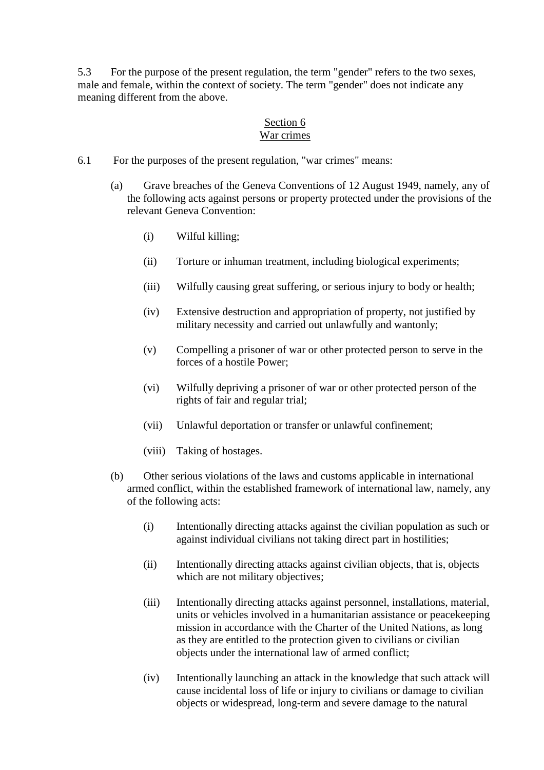5.3 For the purpose of the present regulation, the term "gender" refers to the two sexes, male and female, within the context of society. The term "gender" does not indicate any meaning different from the above.

## Section 6
## War crimes

6.1 For the purposes of the present regulation, "war crimes" means:

(a) Grave breaches of the Geneva Conventions of 12 August 1949, namely, any of the following acts against persons or property protected under the provisions of the relevant Geneva Convention:

(i) Wilful killing;

(ii) Torture or inhuman treatment, including biological experiments;

(iii) Wilfully causing great suffering, or serious injury to body or health;

(iv) Extensive destruction and appropriation of property, not justified by military necessity and carried out unlawfully and wantonly;

(v) Compelling a prisoner of war or other protected person to serve in the forces of a hostile Power;

(vi) Wilfully depriving a prisoner of war or other protected person of the rights of fair and regular trial;

(vii) Unlawful deportation or transfer or unlawful confinement;

(viii) Taking of hostages.

(b) Other serious violations of the laws and customs applicable in international armed conflict, within the established framework of international law, namely, any of the following acts:

(i) Intentionally directing attacks against the civilian population as such or against individual civilians not taking direct part in hostilities;

(ii) Intentionally directing attacks against civilian objects, that is, objects which are not military objectives;

(iii) Intentionally directing attacks against personnel, installations, material, units or vehicles involved in a humanitarian assistance or peacekeeping mission in accordance with the Charter of the United Nations, as long as they are entitled to the protection given to civilians or civilian objects under the international law of armed conflict;

(iv) Intentionally launching an attack in the knowledge that such attack will cause incidental loss of life or injury to civilians or damage to civilian objects or widespread, long-term and severe damage to the natural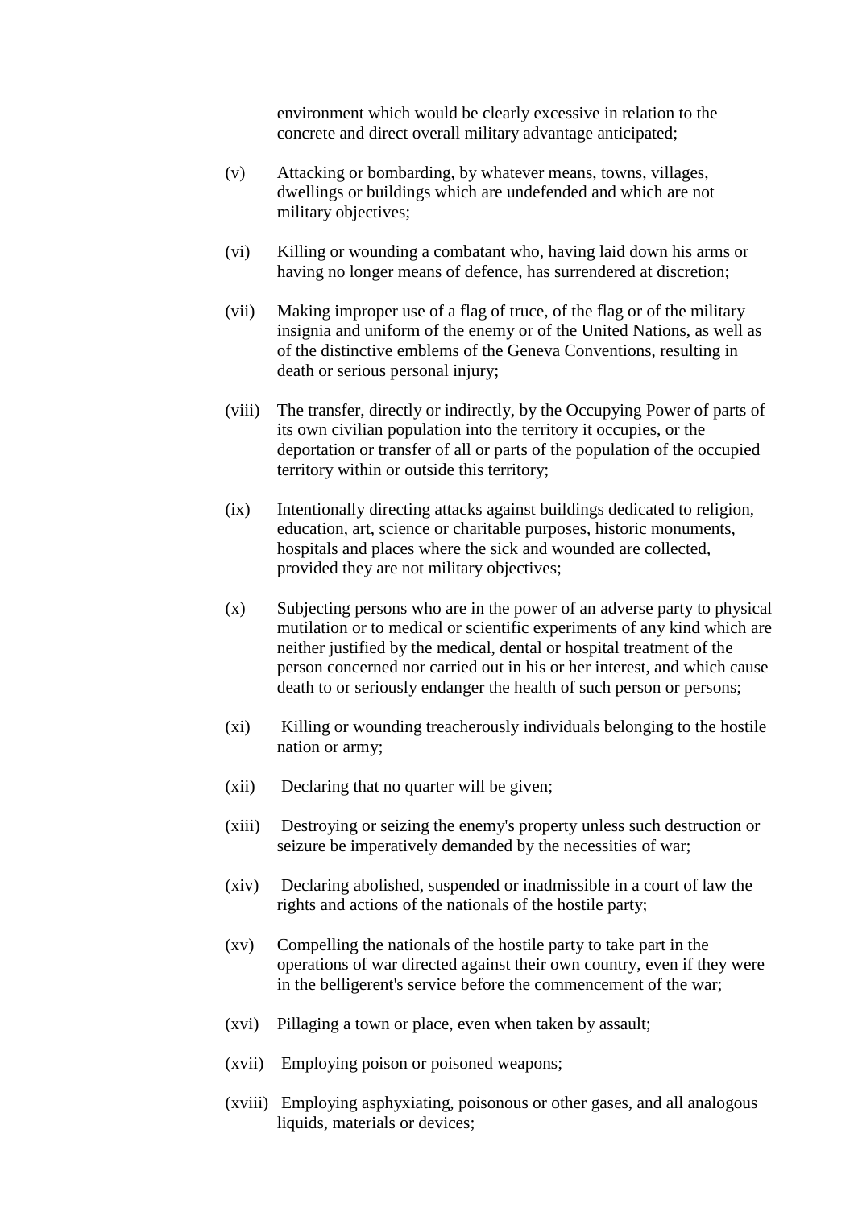environment which would be clearly excessive in relation to the concrete and direct overall military advantage anticipated;

(v) Attacking or bombarding, by whatever means, towns, villages, dwellings or buildings which are undefended and which are not military objectives;

(vi) Killing or wounding a combatant who, having laid down his arms or having no longer means of defence, has surrendered at discretion;

(vii) Making improper use of a flag of truce, of the flag or of the military insignia and uniform of the enemy or of the United Nations, as well as of the distinctive emblems of the Geneva Conventions, resulting in death or serious personal injury;

(viii) The transfer, directly or indirectly, by the Occupying Power of parts of its own civilian population into the territory it occupies, or the deportation or transfer of all or parts of the population of the occupied territory within or outside this territory;

(ix) Intentionally directing attacks against buildings dedicated to religion, education, art, science or charitable purposes, historic monuments, hospitals and places where the sick and wounded are collected, provided they are not military objectives;

(x) Subjecting persons who are in the power of an adverse party to physical mutilation or to medical or scientific experiments of any kind which are neither justified by the medical, dental or hospital treatment of the person concerned nor carried out in his or her interest, and which cause death to or seriously endanger the health of such person or persons;

(xi) Killing or wounding treacherously individuals belonging to the hostile nation or army;

(xii) Declaring that no quarter will be given;

(xiii) Destroying or seizing the enemy's property unless such destruction or seizure be imperatively demanded by the necessities of war;

(xiv) Declaring abolished, suspended or inadmissible in a court of law the rights and actions of the nationals of the hostile party;

(xv) Compelling the nationals of the hostile party to take part in the operations of war directed against their own country, even if they were in the belligerent's service before the commencement of the war;

(xvi) Pillaging a town or place, even when taken by assault;

(xvii) Employing poison or poisoned weapons;

(xviii) Employing asphyxiating, poisonous or other gases, and all analogous liquids, materials or devices;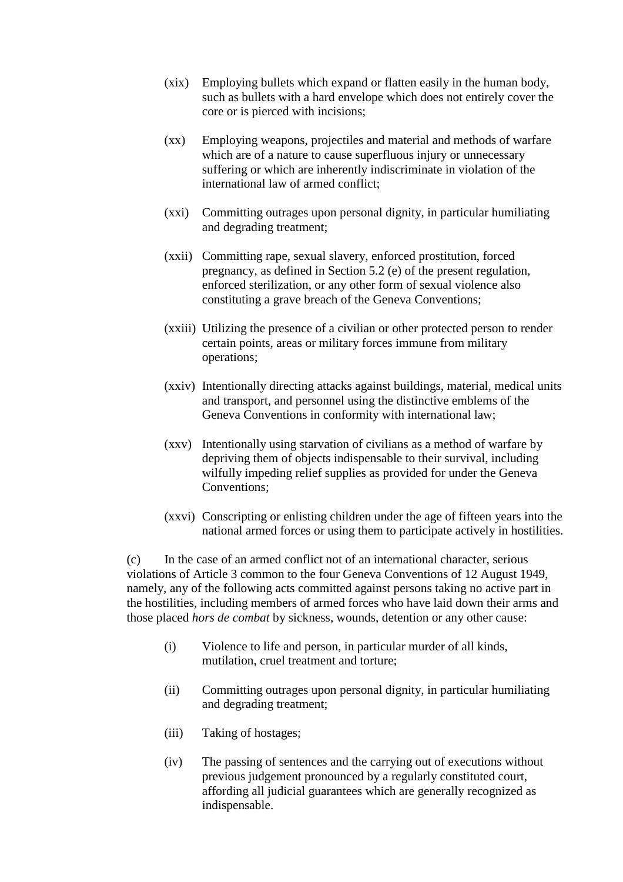(xix) Employing bullets which expand or flatten easily in the human body, such as bullets with a hard envelope which does not entirely cover the core or is pierced with incisions;

(xx) Employing weapons, projectiles and material and methods of warfare which are of a nature to cause superfluous injury or unnecessary suffering or which are inherently indiscriminate in violation of the international law of armed conflict;

(xxi) Committing outrages upon personal dignity, in particular humiliating and degrading treatment;

(xxii) Committing rape, sexual slavery, enforced prostitution, forced pregnancy, as defined in Section 5.2 (e) of the present regulation, enforced sterilization, or any other form of sexual violence also constituting a grave breach of the Geneva Conventions;

(xxiii) Utilizing the presence of a civilian or other protected person to render certain points, areas or military forces immune from military operations;

(xxiv) Intentionally directing attacks against buildings, material, medical units and transport, and personnel using the distinctive emblems of the Geneva Conventions in conformity with international law;

(xxv) Intentionally using starvation of civilians as a method of warfare by depriving them of objects indispensable to their survival, including wilfully impeding relief supplies as provided for under the Geneva Conventions;

(xxvi) Conscripting or enlisting children under the age of fifteen years into the national armed forces or using them to participate actively in hostilities.

(c) In the case of an armed conflict not of an international character, serious violations of Article 3 common to the four Geneva Conventions of 12 August 1949, namely, any of the following acts committed against persons taking no active part in the hostilities, including members of armed forces who have laid down their arms and those placed *hors de combat* by sickness, wounds, detention or any other cause:

(i) Violence to life and person, in particular murder of all kinds, mutilation, cruel treatment and torture;

(ii) Committing outrages upon personal dignity, in particular humiliating and degrading treatment;

(iii) Taking of hostages;

(iv) The passing of sentences and the carrying out of executions without previous judgement pronounced by a regularly constituted court, affording all judicial guarantees which are generally recognized as indispensable.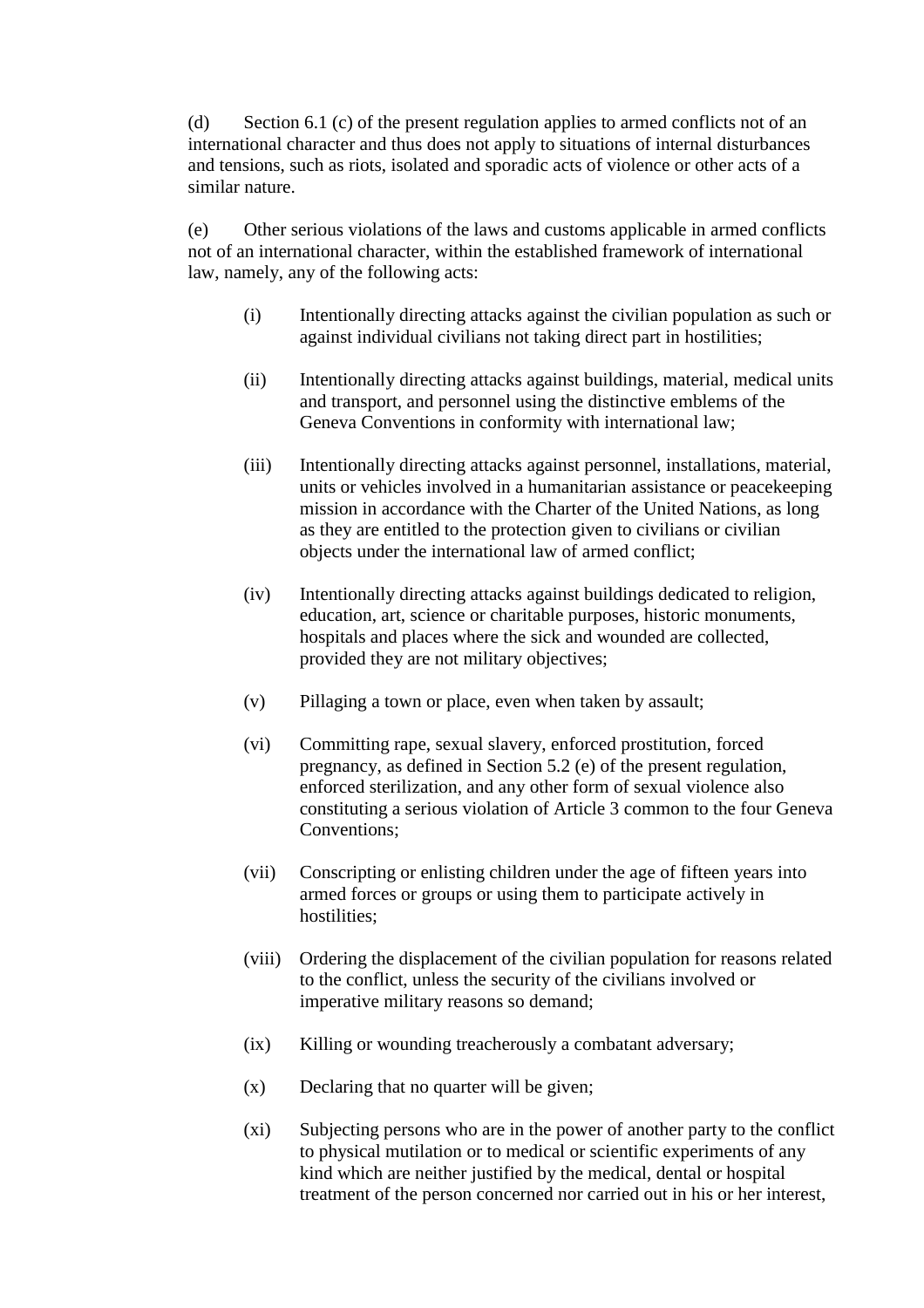(d) Section 6.1 (c) of the present regulation applies to armed conflicts not of an international character and thus does not apply to situations of internal disturbances and tensions, such as riots, isolated and sporadic acts of violence or other acts of a similar nature.

(e) Other serious violations of the laws and customs applicable in armed conflicts not of an international character, within the established framework of international law, namely, any of the following acts:

- (i) Intentionally directing attacks against the civilian population as such or against individual civilians not taking direct part in hostilities;
- (ii) Intentionally directing attacks against buildings, material, medical units and transport, and personnel using the distinctive emblems of the Geneva Conventions in conformity with international law;
- (iii) Intentionally directing attacks against personnel, installations, material, units or vehicles involved in a humanitarian assistance or peacekeeping mission in accordance with the Charter of the United Nations, as long as they are entitled to the protection given to civilians or civilian objects under the international law of armed conflict;
- (iv) Intentionally directing attacks against buildings dedicated to religion, education, art, science or charitable purposes, historic monuments, hospitals and places where the sick and wounded are collected, provided they are not military objectives;
- (v) Pillaging a town or place, even when taken by assault;
- (vi) Committing rape, sexual slavery, enforced prostitution, forced pregnancy, as defined in Section 5.2 (e) of the present regulation, enforced sterilization, and any other form of sexual violence also constituting a serious violation of Article 3 common to the four Geneva Conventions;
- (vii) Conscripting or enlisting children under the age of fifteen years into armed forces or groups or using them to participate actively in hostilities;
- (viii) Ordering the displacement of the civilian population for reasons related to the conflict, unless the security of the civilians involved or imperative military reasons so demand;
- (ix) Killing or wounding treacherously a combatant adversary;
- (x) Declaring that no quarter will be given;
- (xi) Subjecting persons who are in the power of another party to the conflict to physical mutilation or to medical or scientific experiments of any kind which are neither justified by the medical, dental or hospital treatment of the person concerned nor carried out in his or her interest,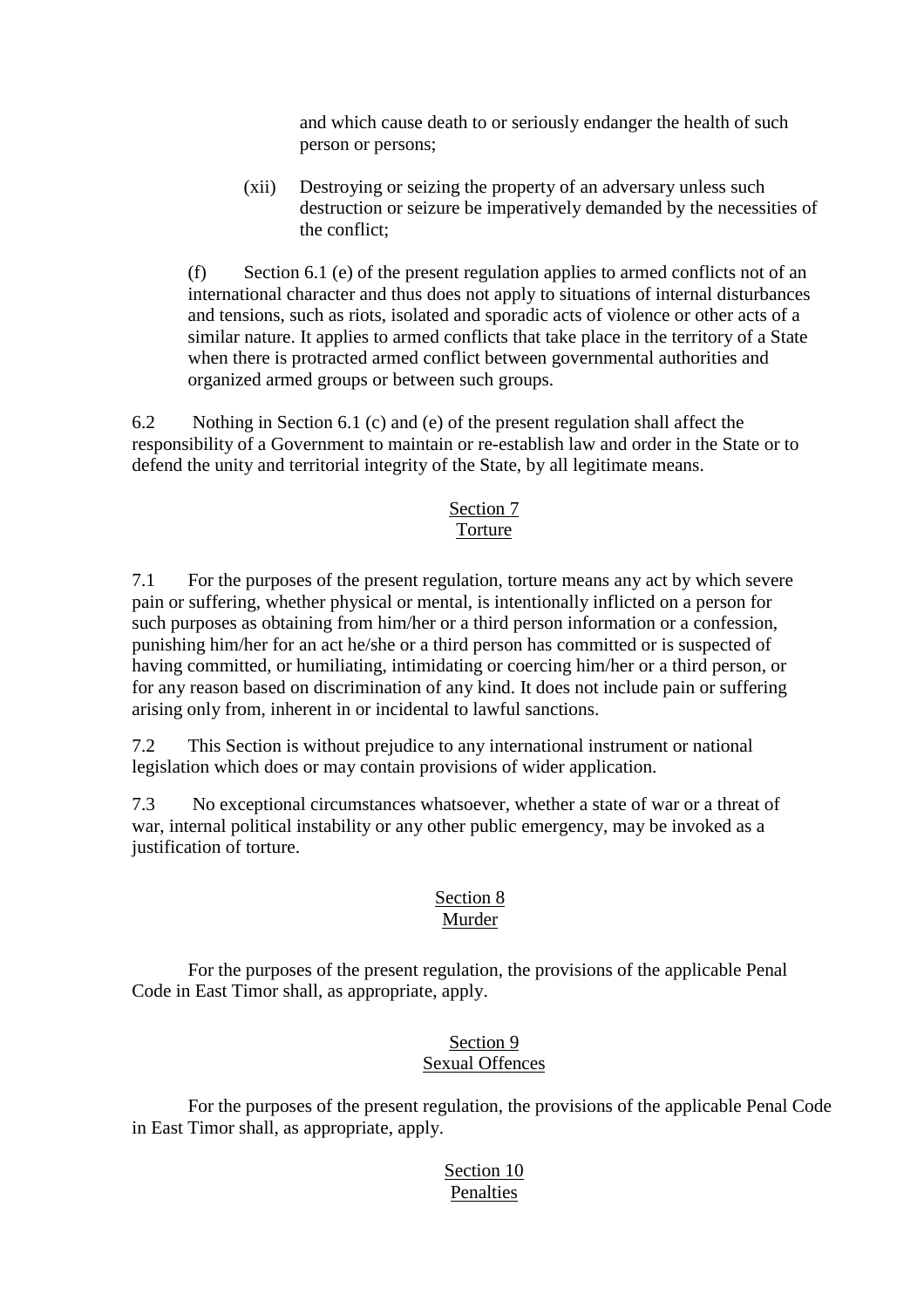and which cause death to or seriously endanger the health of such person or persons;

(xii) Destroying or seizing the property of an adversary unless such destruction or seizure be imperatively demanded by the necessities of the conflict;

(f) Section 6.1 (e) of the present regulation applies to armed conflicts not of an international character and thus does not apply to situations of internal disturbances and tensions, such as riots, isolated and sporadic acts of violence or other acts of a similar nature. It applies to armed conflicts that take place in the territory of a State when there is protracted armed conflict between governmental authorities and organized armed groups or between such groups.

6.2 Nothing in Section 6.1 (c) and (e) of the present regulation shall affect the responsibility of a Government to maintain or re-establish law and order in the State or to defend the unity and territorial integrity of the State, by all legitimate means.

## Section 7
## Torture

7.1 For the purposes of the present regulation, torture means any act by which severe pain or suffering, whether physical or mental, is intentionally inflicted on a person for such purposes as obtaining from him/her or a third person information or a confession, punishing him/her for an act he/she or a third person has committed or is suspected of having committed, or humiliating, intimidating or coercing him/her or a third person, or for any reason based on discrimination of any kind. It does not include pain or suffering arising only from, inherent in or incidental to lawful sanctions.

7.2 This Section is without prejudice to any international instrument or national legislation which does or may contain provisions of wider application.

7.3 No exceptional circumstances whatsoever, whether a state of war or a threat of war, internal political instability or any other public emergency, may be invoked as a justification of torture.

## Section 8
## Murder

For the purposes of the present regulation, the provisions of the applicable Penal Code in East Timor shall, as appropriate, apply.

## Section 9
## Sexual Offences

For the purposes of the present regulation, the provisions of the applicable Penal Code in East Timor shall, as appropriate, apply.

## Section 10
## Penalties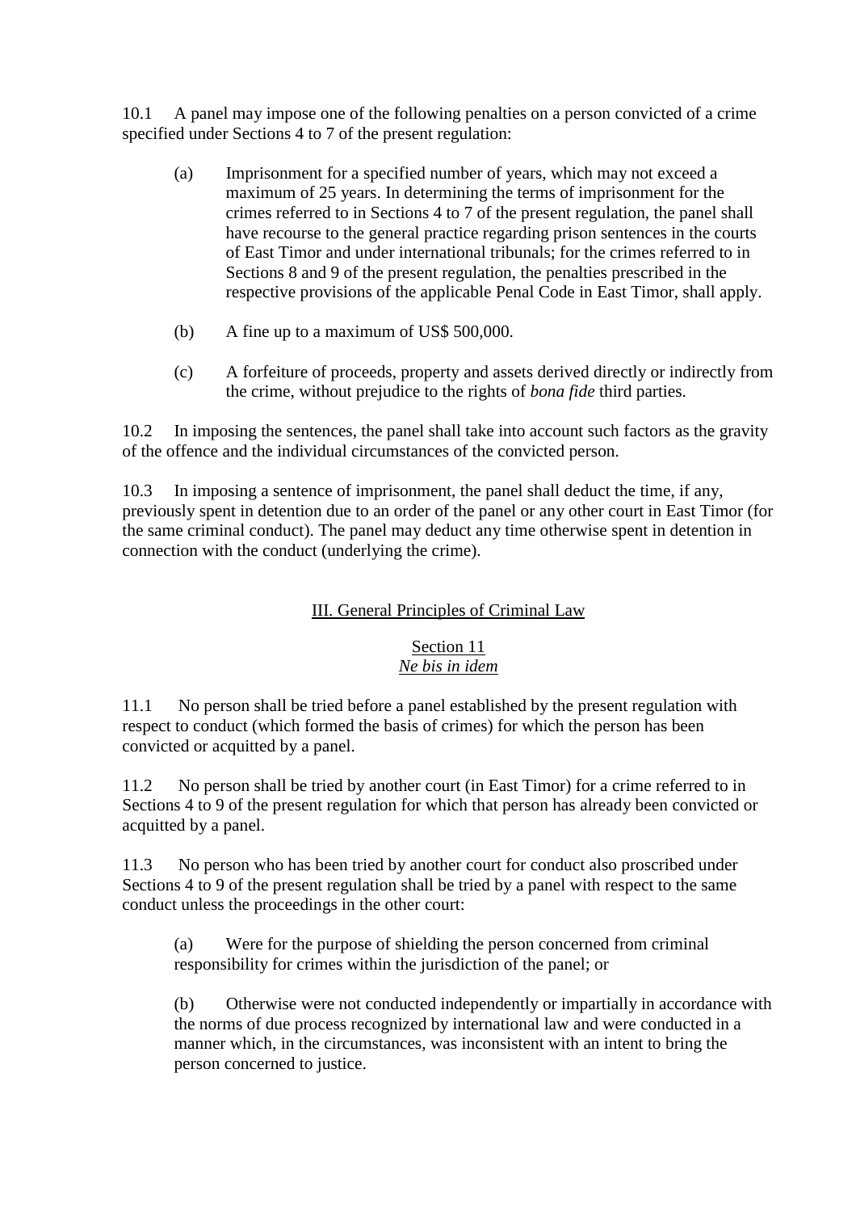10.1 A panel may impose one of the following penalties on a person convicted of a crime specified under Sections 4 to 7 of the present regulation:

(a) Imprisonment for a specified number of years, which may not exceed a maximum of 25 years. In determining the terms of imprisonment for the crimes referred to in Sections 4 to 7 of the present regulation, the panel shall have recourse to the general practice regarding prison sentences in the courts of East Timor and under international tribunals; for the crimes referred to in Sections 8 and 9 of the present regulation, the penalties prescribed in the respective provisions of the applicable Penal Code in East Timor, shall apply.

(b) A fine up to a maximum of US$ 500,000.

(c) A forfeiture of proceeds, property and assets derived directly or indirectly from the crime, without prejudice to the rights of *bona fide* third parties.

10.2 In imposing the sentences, the panel shall take into account such factors as the gravity of the offence and the individual circumstances of the convicted person.

10.3 In imposing a sentence of imprisonment, the panel shall deduct the time, if any, previously spent in detention due to an order of the panel or any other court in East Timor (for the same criminal conduct). The panel may deduct any time otherwise spent in detention in connection with the conduct (underlying the crime).

## III. General Principles of Criminal Law

### Section 11
### *Ne bis in idem*

11.1 No person shall be tried before a panel established by the present regulation with respect to conduct (which formed the basis of crimes) for which the person has been convicted or acquitted by a panel.

11.2 No person shall be tried by another court (in East Timor) for a crime referred to in Sections 4 to 9 of the present regulation for which that person has already been convicted or acquitted by a panel.

11.3 No person who has been tried by another court for conduct also proscribed under Sections 4 to 9 of the present regulation shall be tried by a panel with respect to the same conduct unless the proceedings in the other court:

(a) Were for the purpose of shielding the person concerned from criminal responsibility for crimes within the jurisdiction of the panel; or

(b) Otherwise were not conducted independently or impartially in accordance with the norms of due process recognized by international law and were conducted in a manner which, in the circumstances, was inconsistent with an intent to bring the person concerned to justice.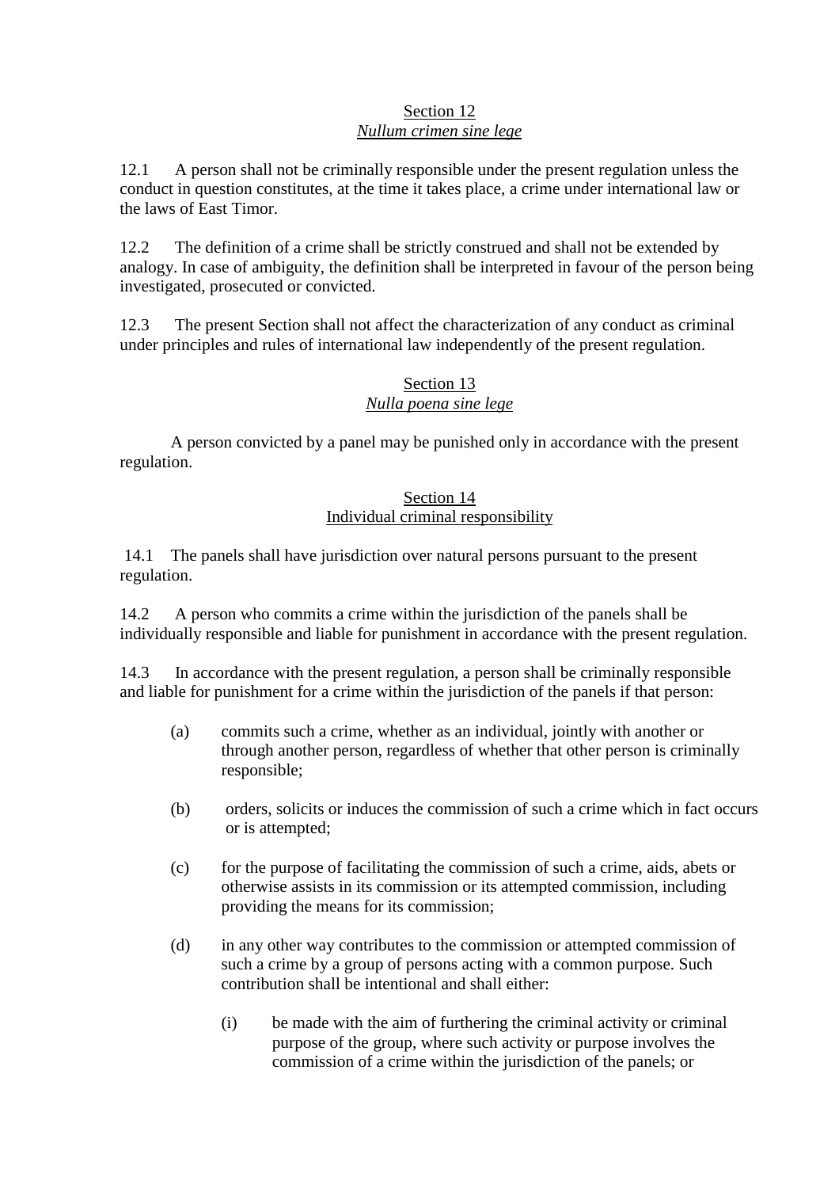## Section 12
## *Nullum crimen sine lege*

12.1 A person shall not be criminally responsible under the present regulation unless the conduct in question constitutes, at the time it takes place, a crime under international law or the laws of East Timor.

12.2 The definition of a crime shall be strictly construed and shall not be extended by analogy. In case of ambiguity, the definition shall be interpreted in favour of the person being investigated, prosecuted or convicted.

12.3 The present Section shall not affect the characterization of any conduct as criminal under principles and rules of international law independently of the present regulation.

## Section 13
## *Nulla poena sine lege*

A person convicted by a panel may be punished only in accordance with the present regulation.

## Section 14
## Individual criminal responsibility

14.1 The panels shall have jurisdiction over natural persons pursuant to the present regulation.

14.2 A person who commits a crime within the jurisdiction of the panels shall be individually responsible and liable for punishment in accordance with the present regulation.

14.3 In accordance with the present regulation, a person shall be criminally responsible and liable for punishment for a crime within the jurisdiction of the panels if that person:

- (a) commits such a crime, whether as an individual, jointly with another or through another person, regardless of whether that other person is criminally responsible;
- (b) orders, solicits or induces the commission of such a crime which in fact occurs or is attempted;
- (c) for the purpose of facilitating the commission of such a crime, aids, abets or otherwise assists in its commission or its attempted commission, including providing the means for its commission;
- (d) in any other way contributes to the commission or attempted commission of such a crime by a group of persons acting with a common purpose. Such contribution shall be intentional and shall either:
    - (i) be made with the aim of furthering the criminal activity or criminal purpose of the group, where such activity or purpose involves the commission of a crime within the jurisdiction of the panels; or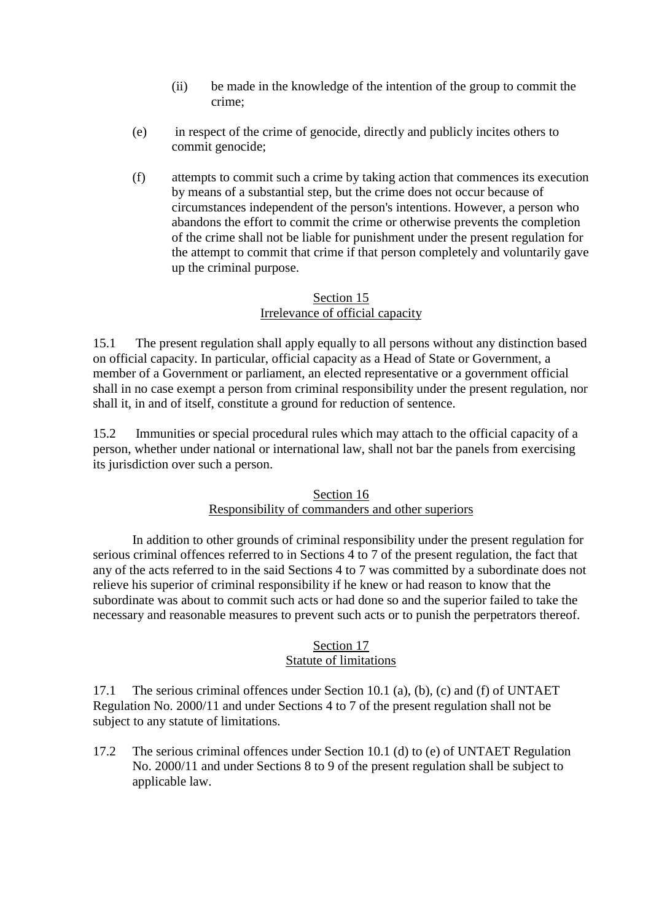(ii) be made in the knowledge of the intention of the group to commit the crime;

(e) in respect of the crime of genocide, directly and publicly incites others to commit genocide;

(f) attempts to commit such a crime by taking action that commences its execution by means of a substantial step, but the crime does not occur because of circumstances independent of the person's intentions. However, a person who abandons the effort to commit the crime or otherwise prevents the completion of the crime shall not be liable for punishment under the present regulation for the attempt to commit that crime if that person completely and voluntarily gave up the criminal purpose.

## Section 15
## Irrelevance of official capacity

15.1 The present regulation shall apply equally to all persons without any distinction based on official capacity. In particular, official capacity as a Head of State or Government, a member of a Government or parliament, an elected representative or a government official shall in no case exempt a person from criminal responsibility under the present regulation, nor shall it, in and of itself, constitute a ground for reduction of sentence.

15.2 Immunities or special procedural rules which may attach to the official capacity of a person, whether under national or international law, shall not bar the panels from exercising its jurisdiction over such a person.

## Section 16
## Responsibility of commanders and other superiors

In addition to other grounds of criminal responsibility under the present regulation for serious criminal offences referred to in Sections 4 to 7 of the present regulation, the fact that any of the acts referred to in the said Sections 4 to 7 was committed by a subordinate does not relieve his superior of criminal responsibility if he knew or had reason to know that the subordinate was about to commit such acts or had done so and the superior failed to take the necessary and reasonable measures to prevent such acts or to punish the perpetrators thereof.

## Section 17
## Statute of limitations

17.1 The serious criminal offences under Section 10.1 (a), (b), (c) and (f) of UNTAET Regulation No. 2000/11 and under Sections 4 to 7 of the present regulation shall not be subject to any statute of limitations.

17.2 The serious criminal offences under Section 10.1 (d) to (e) of UNTAET Regulation No. 2000/11 and under Sections 8 to 9 of the present regulation shall be subject to applicable law.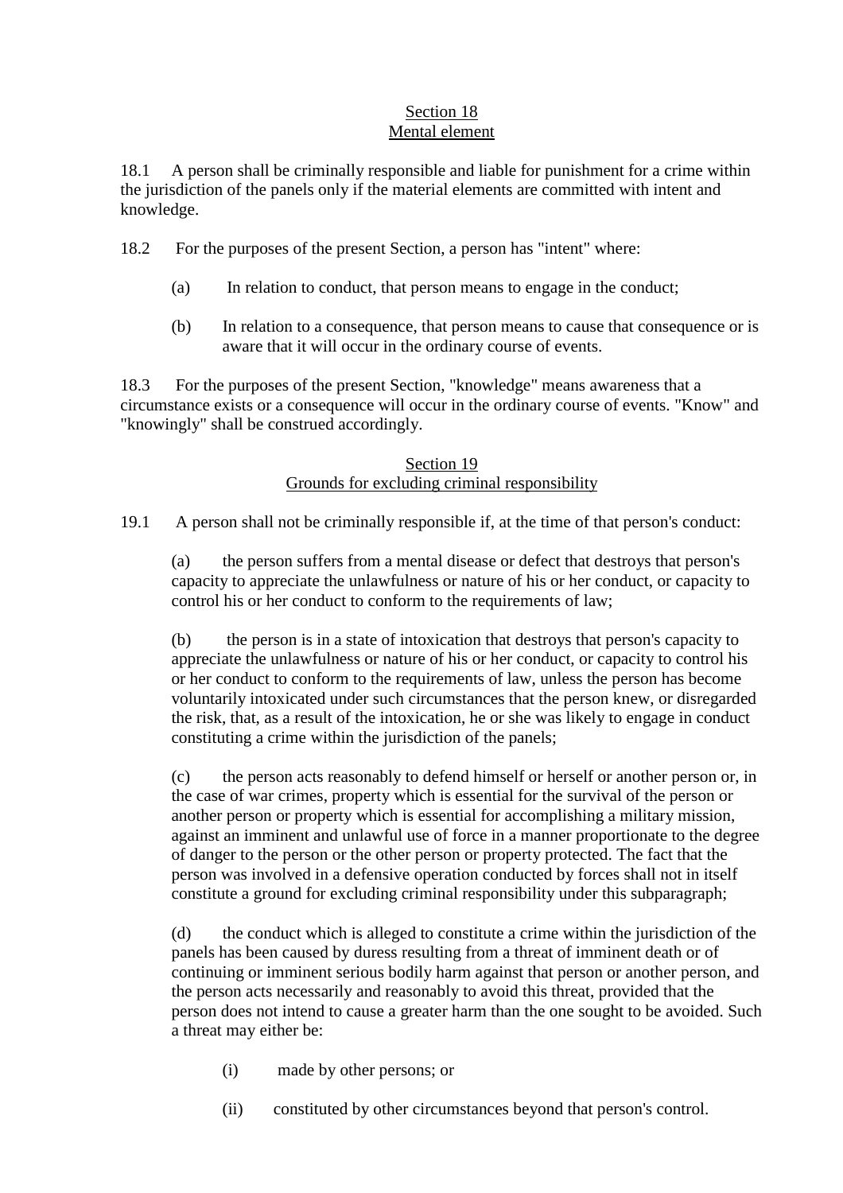## Section 18
## Mental element

18.1 A person shall be criminally responsible and liable for punishment for a crime within the jurisdiction of the panels only if the material elements are committed with intent and knowledge.

18.2 For the purposes of the present Section, a person has "intent" where:

(a) In relation to conduct, that person means to engage in the conduct;

(b) In relation to a consequence, that person means to cause that consequence or is aware that it will occur in the ordinary course of events.

18.3 For the purposes of the present Section, "knowledge" means awareness that a circumstance exists or a consequence will occur in the ordinary course of events. "Know" and "knowingly" shall be construed accordingly.

## Section 19
## Grounds for excluding criminal responsibility

19.1 A person shall not be criminally responsible if, at the time of that person's conduct:

(a) the person suffers from a mental disease or defect that destroys that person's capacity to appreciate the unlawfulness or nature of his or her conduct, or capacity to control his or her conduct to conform to the requirements of law;

(b) the person is in a state of intoxication that destroys that person's capacity to appreciate the unlawfulness or nature of his or her conduct, or capacity to control his or her conduct to conform to the requirements of law, unless the person has become voluntarily intoxicated under such circumstances that the person knew, or disregarded the risk, that, as a result of the intoxication, he or she was likely to engage in conduct constituting a crime within the jurisdiction of the panels;

(c) the person acts reasonably to defend himself or herself or another person or, in the case of war crimes, property which is essential for the survival of the person or another person or property which is essential for accomplishing a military mission, against an imminent and unlawful use of force in a manner proportionate to the degree of danger to the person or the other person or property protected. The fact that the person was involved in a defensive operation conducted by forces shall not in itself constitute a ground for excluding criminal responsibility under this subparagraph;

(d) the conduct which is alleged to constitute a crime within the jurisdiction of the panels has been caused by duress resulting from a threat of imminent death or of continuing or imminent serious bodily harm against that person or another person, and the person acts necessarily and reasonably to avoid this threat, provided that the person does not intend to cause a greater harm than the one sought to be avoided. Such a threat may either be:

(i) made by other persons; or

(ii) constituted by other circumstances beyond that person's control.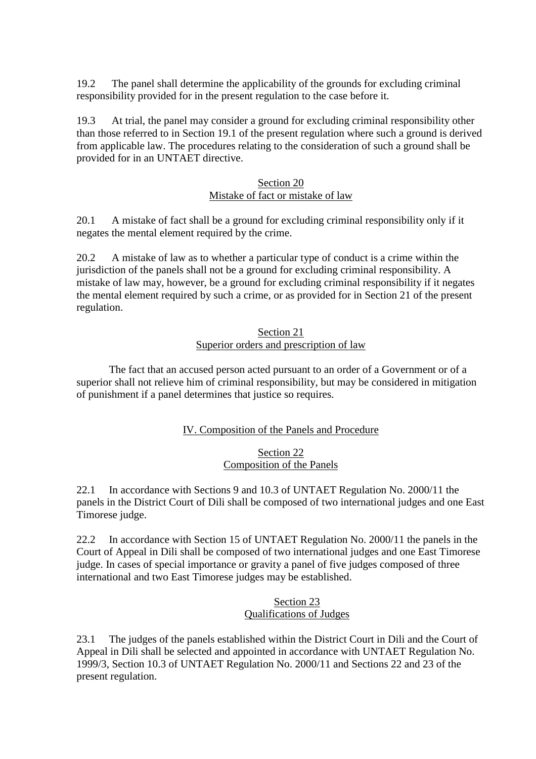19.2 The panel shall determine the applicability of the grounds for excluding criminal responsibility provided for in the present regulation to the case before it.

19.3 At trial, the panel may consider a ground for excluding criminal responsibility other than those referred to in Section 19.1 of the present regulation where such a ground is derived from applicable law. The procedures relating to the consideration of such a ground shall be provided for in an UNTAET directive.

### Section 20
### Mistake of fact or mistake of law

20.1 A mistake of fact shall be a ground for excluding criminal responsibility only if it negates the mental element required by the crime.

20.2 A mistake of law as to whether a particular type of conduct is a crime within the jurisdiction of the panels shall not be a ground for excluding criminal responsibility. A mistake of law may, however, be a ground for excluding criminal responsibility if it negates the mental element required by such a crime, or as provided for in Section 21 of the present regulation.

### Section 21
### Superior orders and prescription of law

The fact that an accused person acted pursuant to an order of a Government or of a superior shall not relieve him of criminal responsibility, but may be considered in mitigation of punishment if a panel determines that justice so requires.

## IV. Composition of the Panels and Procedure

### Section 22
### Composition of the Panels

22.1 In accordance with Sections 9 and 10.3 of UNTAET Regulation No. 2000/11 the panels in the District Court of Dili shall be composed of two international judges and one East Timorese judge.

22.2 In accordance with Section 15 of UNTAET Regulation No. 2000/11 the panels in the Court of Appeal in Dili shall be composed of two international judges and one East Timorese judge. In cases of special importance or gravity a panel of five judges composed of three international and two East Timorese judges may be established.

### Section 23
### Qualifications of Judges

23.1 The judges of the panels established within the District Court in Dili and the Court of Appeal in Dili shall be selected and appointed in accordance with UNTAET Regulation No. 1999/3, Section 10.3 of UNTAET Regulation No. 2000/11 and Sections 22 and 23 of the present regulation.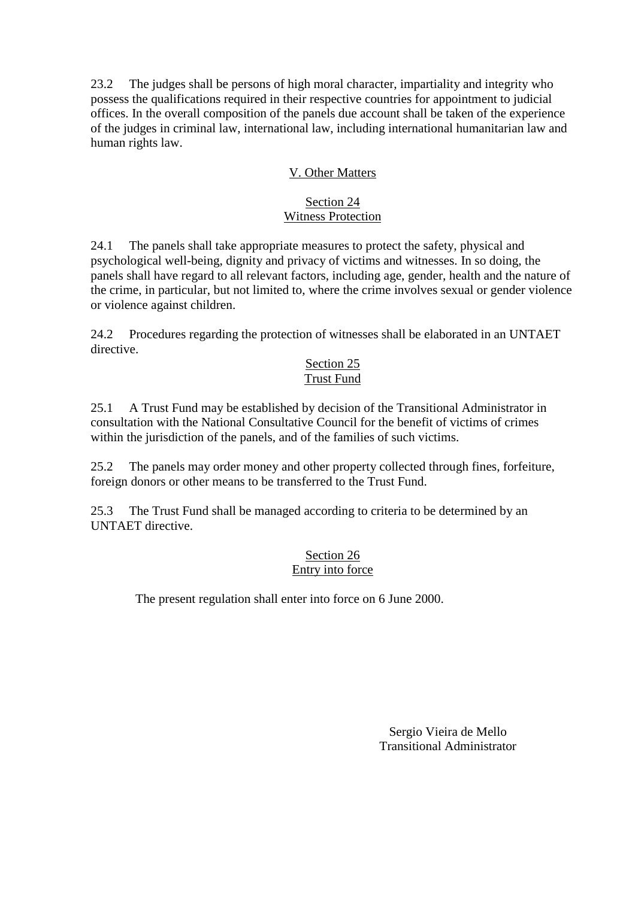23.2 The judges shall be persons of high moral character, impartiality and integrity who possess the qualifications required in their respective countries for appointment to judicial offices. In the overall composition of the panels due account shall be taken of the experience of the judges in criminal law, international law, including international humanitarian law and human rights law.

## V. Other Matters

### Section 24
### Witness Protection

24.1 The panels shall take appropriate measures to protect the safety, physical and psychological well-being, dignity and privacy of victims and witnesses. In so doing, the panels shall have regard to all relevant factors, including age, gender, health and the nature of the crime, in particular, but not limited to, where the crime involves sexual or gender violence or violence against children.

24.2 Procedures regarding the protection of witnesses shall be elaborated in an UNTAET directive.

### Section 25
### Trust Fund

25.1 A Trust Fund may be established by decision of the Transitional Administrator in consultation with the National Consultative Council for the benefit of victims of crimes within the jurisdiction of the panels, and of the families of such victims.

25.2 The panels may order money and other property collected through fines, forfeiture, foreign donors or other means to be transferred to the Trust Fund.

25.3 The Trust Fund shall be managed according to criteria to be determined by an UNTAET directive.

### Section 26
### Entry into force

The present regulation shall enter into force on 6 June 2000.

Sergio Vieira de Mello
Transitional Administrator